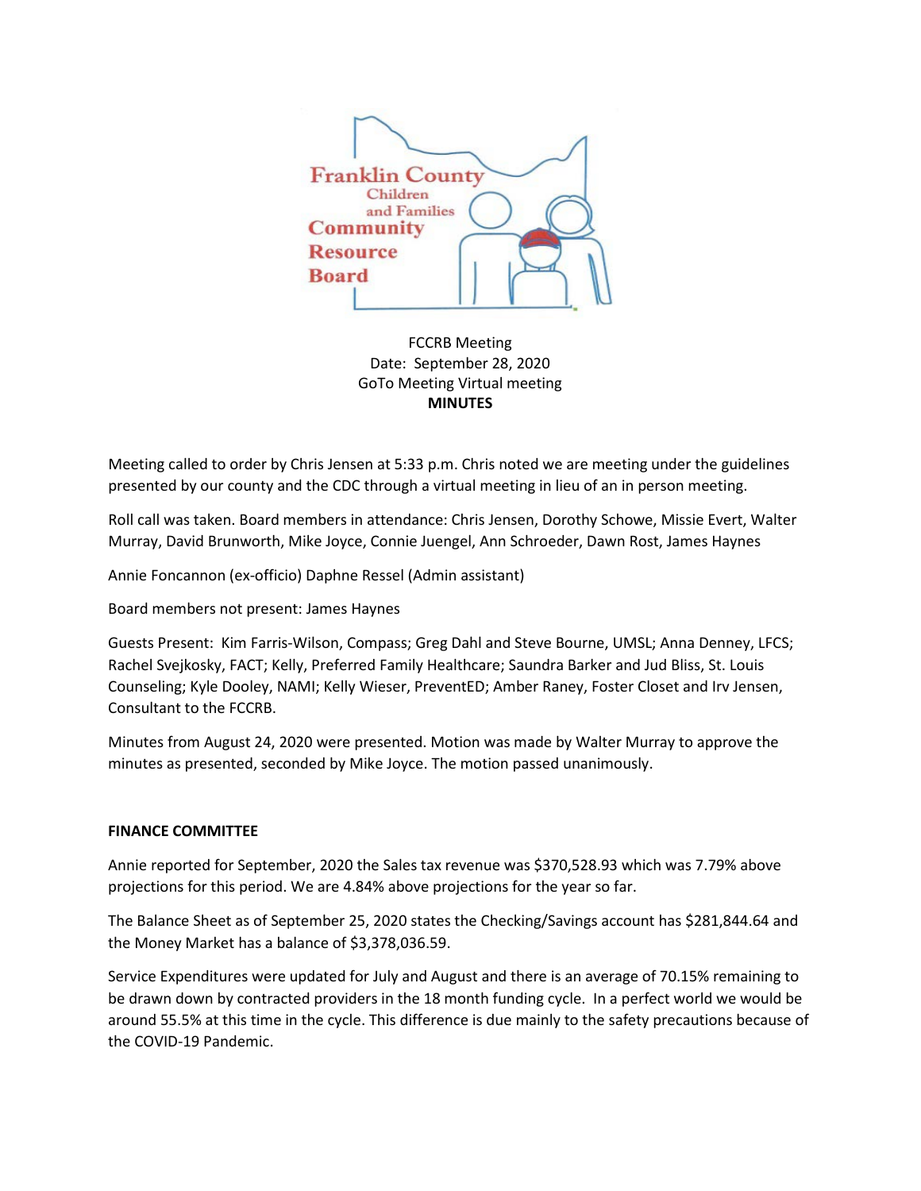Franklin County Children and Families Community Resource Board

FCCRB Meeting
Date: September 28, 2020
GoTo Meeting Virtual meeting
**MINUTES**

Meeting called to order by Chris Jensen at 5:33 p.m. Chris noted we are meeting under the guidelines presented by our county and the CDC through a virtual meeting in lieu of an in person meeting.

Roll call was taken. Board members in attendance: Chris Jensen, Dorothy Schowe, Missie Evert, Walter Murray, David Brunworth, Mike Joyce, Connie Juengel, Ann Schroeder, Dawn Rost, James Haynes

Annie Foncannon (ex-officio) Daphne Ressel (Admin assistant)

Board members not present: James Haynes

Guests Present: Kim Farris-Wilson, Compass; Greg Dahl and Steve Bourne, UMSL; Anna Denney, LFCS; Rachel Svejkosky, FACT; Kelly, Preferred Family Healthcare; Saundra Barker and Jud Bliss, St. Louis Counseling; Kyle Dooley, NAMI; Kelly Wieser, PreventED; Amber Raney, Foster Closet and Irv Jensen, Consultant to the FCCRB.

Minutes from August 24, 2020 were presented. Motion was made by Walter Murray to approve the minutes as presented, seconded by Mike Joyce. The motion passed unanimously.

**FINANCE COMMITTEE**

Annie reported for September, 2020 the Sales tax revenue was $370,528.93 which was 7.79% above projections for this period. We are 4.84% above projections for the year so far.

The Balance Sheet as of September 25, 2020 states the Checking/Savings account has $281,844.64 and the Money Market has a balance of $3,378,036.59.

Service Expenditures were updated for July and August and there is an average of 70.15% remaining to be drawn down by contracted providers in the 18 month funding cycle. In a perfect world we would be around 55.5% at this time in the cycle. This difference is due mainly to the safety precautions because of the COVID-19 Pandemic.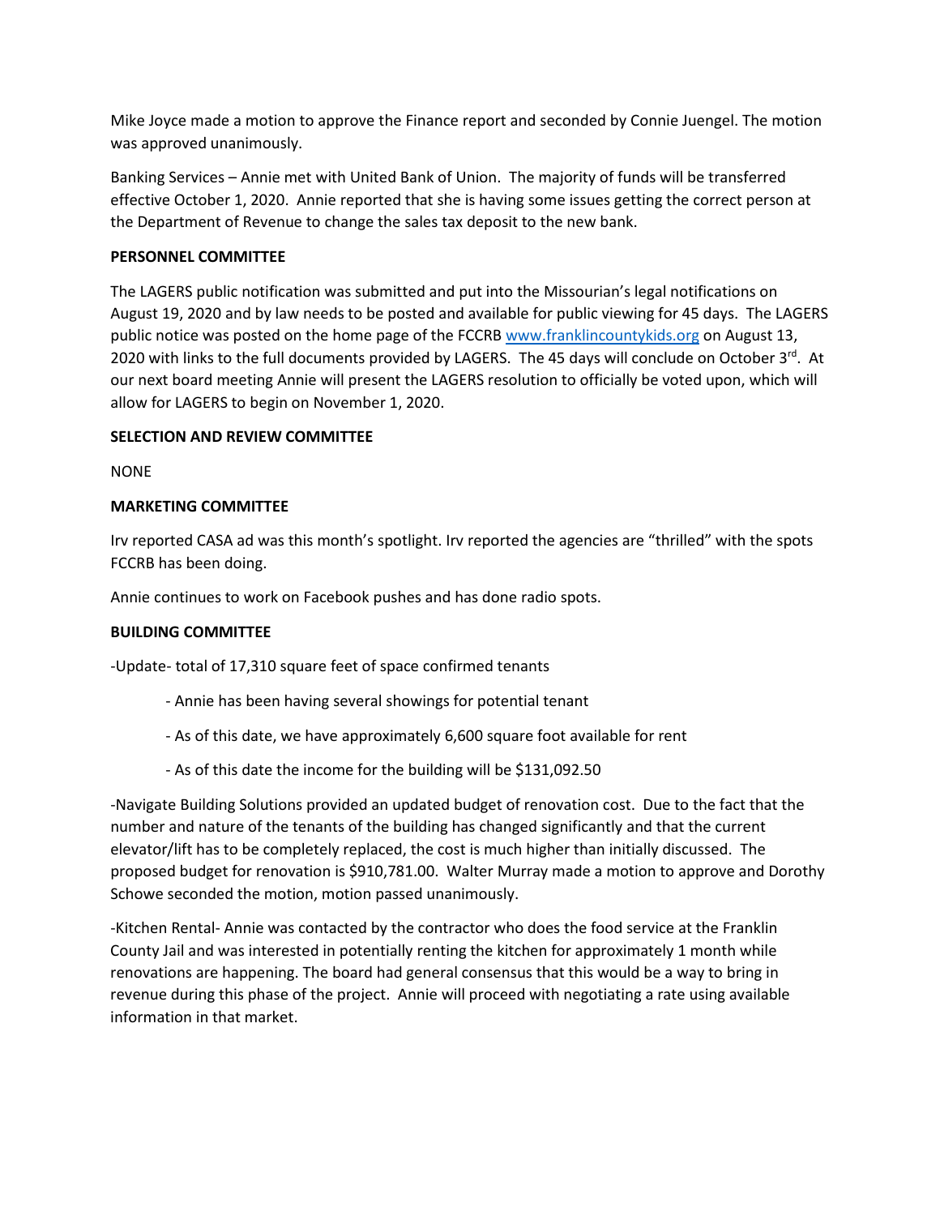Mike Joyce made a motion to approve the Finance report and seconded by Connie Juengel. The motion was approved unanimously.

Banking Services – Annie met with United Bank of Union. The majority of funds will be transferred effective October 1, 2020. Annie reported that she is having some issues getting the correct person at the Department of Revenue to change the sales tax deposit to the new bank.

**PERSONNEL COMMITTEE**

The LAGERS public notification was submitted and put into the Missourian's legal notifications on August 19, 2020 and by law needs to be posted and available for public viewing for 45 days. The LAGERS public notice was posted on the home page of the FCCRB [www.franklincountykids.org](http://www.franklincountykids.org) on August 13, 2020 with links to the full documents provided by LAGERS. The 45 days will conclude on October 3rd. At our next board meeting Annie will present the LAGERS resolution to officially be voted upon, which will allow for LAGERS to begin on November 1, 2020.

**SELECTION AND REVIEW COMMITTEE**

NONE

**MARKETING COMMITTEE**

Irv reported CASA ad was this month's spotlight. Irv reported the agencies are "thrilled" with the spots FCCRB has been doing.

Annie continues to work on Facebook pushes and has done radio spots.

**BUILDING COMMITTEE**

-Update- total of 17,310 square feet of space confirmed tenants

- Annie has been having several showings for potential tenant
- As of this date, we have approximately 6,600 square foot available for rent
- As of this date the income for the building will be $131,092.50

-Navigate Building Solutions provided an updated budget of renovation cost. Due to the fact that the number and nature of the tenants of the building has changed significantly and that the current elevator/lift has to be completely replaced, the cost is much higher than initially discussed. The proposed budget for renovation is $910,781.00. Walter Murray made a motion to approve and Dorothy Schowe seconded the motion, motion passed unanimously.

-Kitchen Rental- Annie was contacted by the contractor who does the food service at the Franklin County Jail and was interested in potentially renting the kitchen for approximately 1 month while renovations are happening. The board had general consensus that this would be a way to bring in revenue during this phase of the project. Annie will proceed with negotiating a rate using available information in that market.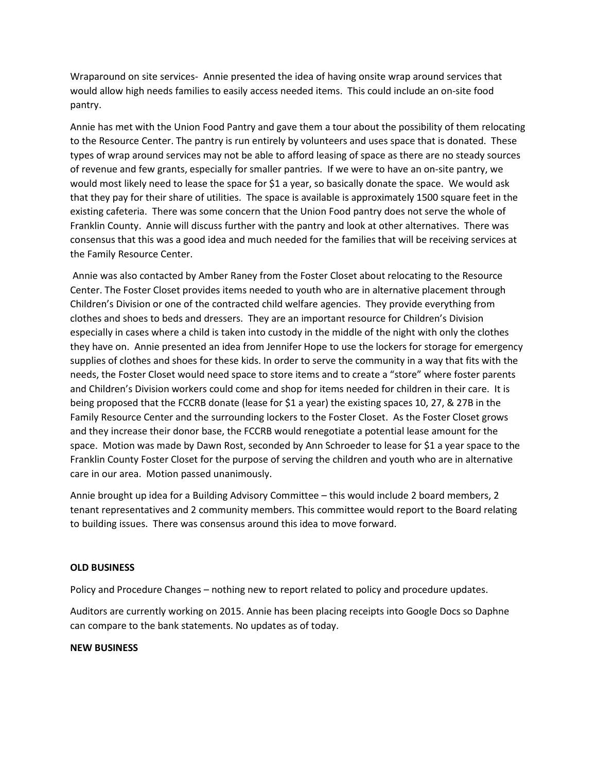Wraparound on site services- Annie presented the idea of having onsite wrap around services that would allow high needs families to easily access needed items. This could include an on-site food pantry.

Annie has met with the Union Food Pantry and gave them a tour about the possibility of them relocating to the Resource Center. The pantry is run entirely by volunteers and uses space that is donated. These types of wrap around services may not be able to afford leasing of space as there are no steady sources of revenue and few grants, especially for smaller pantries. If we were to have an on-site pantry, we would most likely need to lease the space for $1 a year, so basically donate the space. We would ask that they pay for their share of utilities. The space is available is approximately 1500 square feet in the existing cafeteria. There was some concern that the Union Food pantry does not serve the whole of Franklin County. Annie will discuss further with the pantry and look at other alternatives. There was consensus that this was a good idea and much needed for the families that will be receiving services at the Family Resource Center.

Annie was also contacted by Amber Raney from the Foster Closet about relocating to the Resource Center. The Foster Closet provides items needed to youth who are in alternative placement through Children's Division or one of the contracted child welfare agencies. They provide everything from clothes and shoes to beds and dressers. They are an important resource for Children's Division especially in cases where a child is taken into custody in the middle of the night with only the clothes they have on. Annie presented an idea from Jennifer Hope to use the lockers for storage for emergency supplies of clothes and shoes for these kids. In order to serve the community in a way that fits with the needs, the Foster Closet would need space to store items and to create a "store" where foster parents and Children's Division workers could come and shop for items needed for children in their care. It is being proposed that the FCCRB donate (lease for $1 a year) the existing spaces 10, 27, & 27B in the Family Resource Center and the surrounding lockers to the Foster Closet. As the Foster Closet grows and they increase their donor base, the FCCRB would renegotiate a potential lease amount for the space. Motion was made by Dawn Rost, seconded by Ann Schroeder to lease for $1 a year space to the Franklin County Foster Closet for the purpose of serving the children and youth who are in alternative care in our area. Motion passed unanimously.

Annie brought up idea for a Building Advisory Committee – this would include 2 board members, 2 tenant representatives and 2 community members. This committee would report to the Board relating to building issues. There was consensus around this idea to move forward.

**OLD BUSINESS**

Policy and Procedure Changes – nothing new to report related to policy and procedure updates.

Auditors are currently working on 2015. Annie has been placing receipts into Google Docs so Daphne can compare to the bank statements. No updates as of today.

**NEW BUSINESS**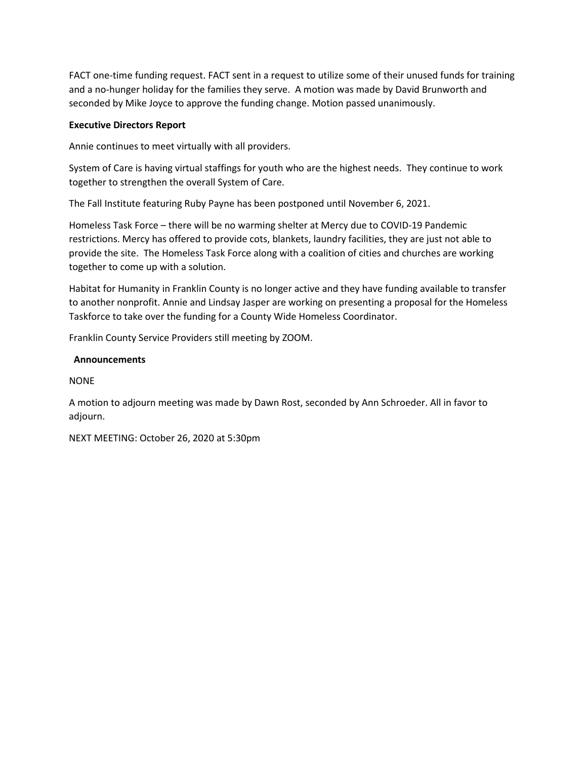FACT one-time funding request. FACT sent in a request to utilize some of their unused funds for training and a no-hunger holiday for the families they serve. A motion was made by David Brunworth and seconded by Mike Joyce to approve the funding change. Motion passed unanimously.

**Executive Directors Report**

Annie continues to meet virtually with all providers.

System of Care is having virtual staffings for youth who are the highest needs. They continue to work together to strengthen the overall System of Care.

The Fall Institute featuring Ruby Payne has been postponed until November 6, 2021.

Homeless Task Force – there will be no warming shelter at Mercy due to COVID-19 Pandemic restrictions. Mercy has offered to provide cots, blankets, laundry facilities, they are just not able to provide the site. The Homeless Task Force along with a coalition of cities and churches are working together to come up with a solution.

Habitat for Humanity in Franklin County is no longer active and they have funding available to transfer to another nonprofit. Annie and Lindsay Jasper are working on presenting a proposal for the Homeless Taskforce to take over the funding for a County Wide Homeless Coordinator.

Franklin County Service Providers still meeting by ZOOM.

**Announcements**

NONE

A motion to adjourn meeting was made by Dawn Rost, seconded by Ann Schroeder. All in favor to adjourn.

NEXT MEETING: October 26, 2020 at 5:30pm